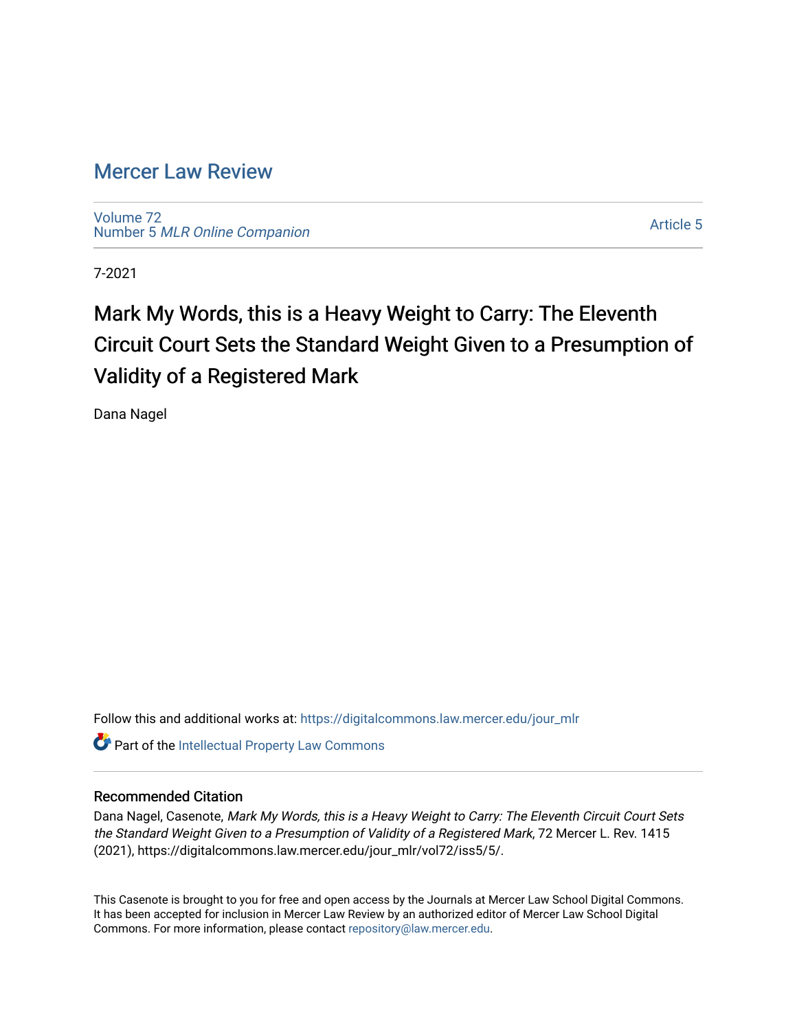# Mercer Law Review

Volume 72
Number 5 *MLR Online Companion*

Article 5

7-2021

## Mark My Words, this is a Heavy Weight to Carry: The Eleventh Circuit Court Sets the Standard Weight Given to a Presumption of Validity of a Registered Mark

Dana Nagel

Follow this and additional works at: https://digitalcommons.law.mercer.edu/jour_mlr

Part of the Intellectual Property Law Commons

### Recommended Citation

Dana Nagel, Casenote, *Mark My Words, this is a Heavy Weight to Carry: The Eleventh Circuit Court Sets the Standard Weight Given to a Presumption of Validity of a Registered Mark*, 72 Mercer L. Rev. 1415 (2021), https://digitalcommons.law.mercer.edu/jour_mlr/vol72/iss5/5/.

This Casenote is brought to you for free and open access by the Journals at Mercer Law School Digital Commons. It has been accepted for inclusion in Mercer Law Review by an authorized editor of Mercer Law School Digital Commons. For more information, please contact repository@law.mercer.edu.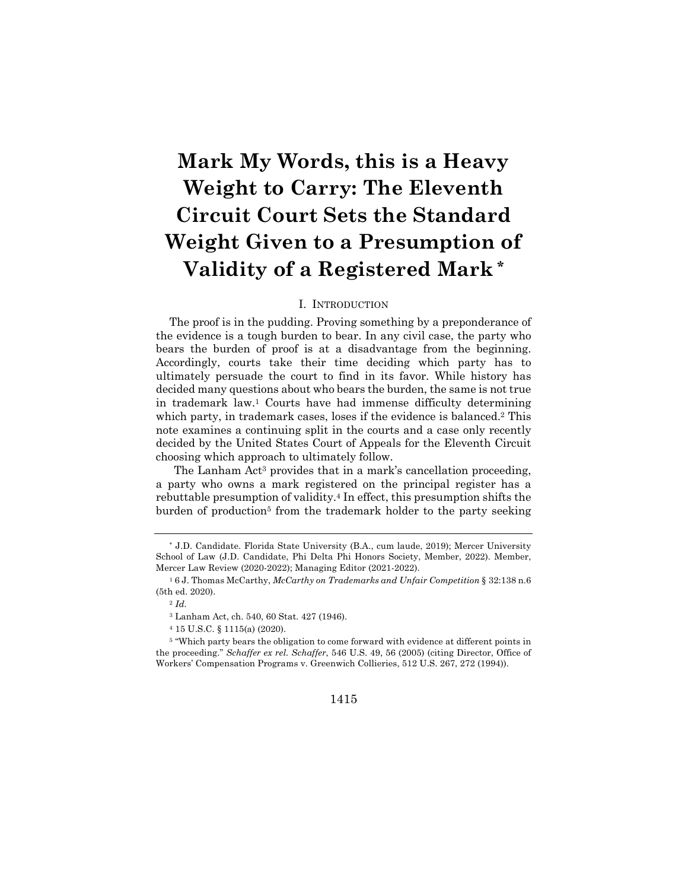# Mark My Words, this is a Heavy Weight to Carry: The Eleventh Circuit Court Sets the Standard Weight Given to a Presumption of Validity of a Registered Mark *

## I. Introduction

The proof is in the pudding. Proving something by a preponderance of the evidence is a tough burden to bear. In any civil case, the party who bears the burden of proof is at a disadvantage from the beginning. Accordingly, courts take their time deciding which party has to ultimately persuade the court to find in its favor. While history has decided many questions about who bears the burden, the same is not true in trademark law.[1] Courts have had immense difficulty determining which party, in trademark cases, loses if the evidence is balanced.[2] This note examines a continuing split in the courts and a case only recently decided by the United States Court of Appeals for the Eleventh Circuit choosing which approach to ultimately follow.

The Lanham Act[3] provides that in a mark's cancellation proceeding, a party who owns a mark registered on the principal register has a rebuttable presumption of validity.[4] In effect, this presumption shifts the burden of production[5] from the trademark holder to the party seeking

---

\* J.D. Candidate. Florida State University (B.A., cum laude, 2019); Mercer University School of Law (J.D. Candidate, Phi Delta Phi Honors Society, Member, 2022). Member, Mercer Law Review (2020-2022); Managing Editor (2021-2022).

[1] 6 J. Thomas McCarthy, *McCarthy on Trademarks and Unfair Competition* § 32:138 n.6 (5th ed. 2020).

[2] *Id.*

[3] Lanham Act, ch. 540, 60 Stat. 427 (1946).

[4] 15 U.S.C. § 1115(a) (2020).

[5] "Which party bears the obligation to come forward with evidence at different points in the proceeding." *Schaffer ex rel. Schaffer*, 546 U.S. 49, 56 (2005) (citing Director, Office of Workers' Compensation Programs v. Greenwich Collieries, 512 U.S. 267, 272 (1994)).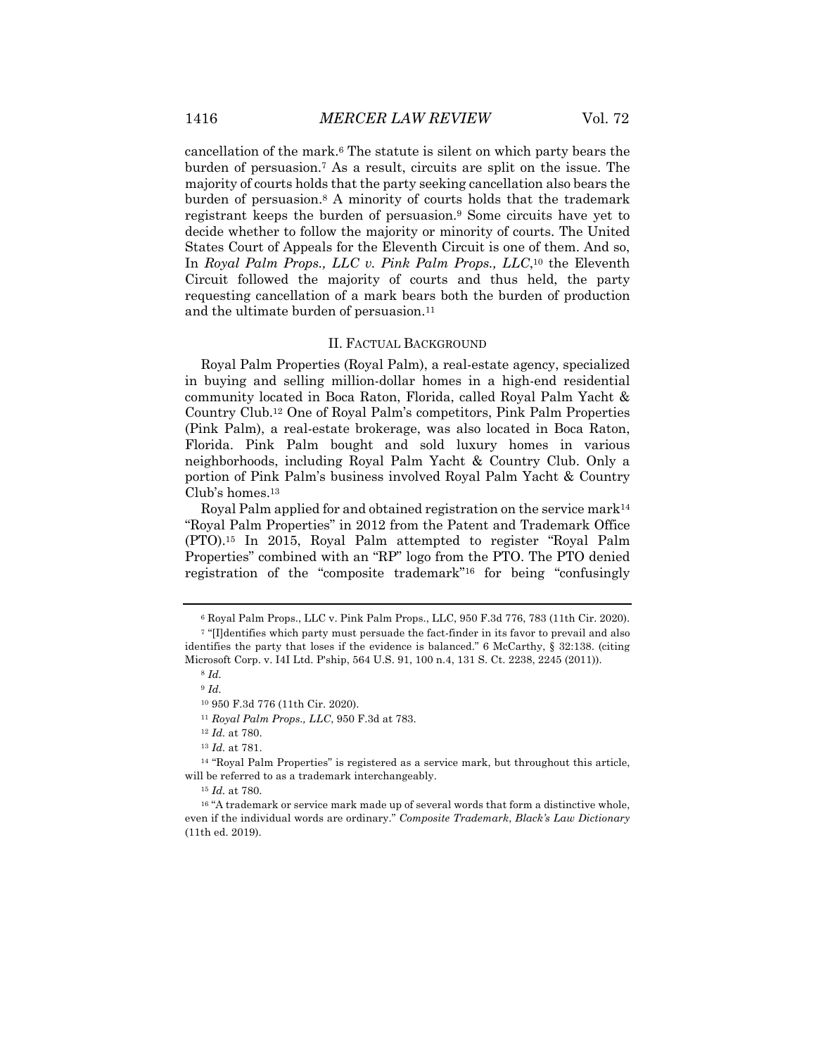cancellation of the mark.[6] The statute is silent on which party bears the burden of persuasion.[7] As a result, circuits are split on the issue. The majority of courts holds that the party seeking cancellation also bears the burden of persuasion.[8] A minority of courts holds that the trademark registrant keeps the burden of persuasion.[9] Some circuits have yet to decide whether to follow the majority or minority of courts. The United States Court of Appeals for the Eleventh Circuit is one of them. And so, In *Royal Palm Props., LLC v. Pink Palm Props., LLC*,[10] the Eleventh Circuit followed the majority of courts and thus held, the party requesting cancellation of a mark bears both the burden of production and the ultimate burden of persuasion.[11]

## II. FACTUAL BACKGROUND

Royal Palm Properties (Royal Palm), a real-estate agency, specialized in buying and selling million-dollar homes in a high-end residential community located in Boca Raton, Florida, called Royal Palm Yacht & Country Club.[12] One of Royal Palm's competitors, Pink Palm Properties (Pink Palm), a real-estate brokerage, was also located in Boca Raton, Florida. Pink Palm bought and sold luxury homes in various neighborhoods, including Royal Palm Yacht & Country Club. Only a portion of Pink Palm's business involved Royal Palm Yacht & Country Club's homes.[13]

Royal Palm applied for and obtained registration on the service mark[14] "Royal Palm Properties" in 2012 from the Patent and Trademark Office (PTO).[15] In 2015, Royal Palm attempted to register "Royal Palm Properties" combined with an "RP" logo from the PTO. The PTO denied registration of the "composite trademark"[16] for being "confusingly

---

[6] Royal Palm Props., LLC v. Pink Palm Props., LLC, 950 F.3d 776, 783 (11th Cir. 2020).

[7] "[I]dentifies which party must persuade the fact-finder in its favor to prevail and also identifies the party that loses if the evidence is balanced." 6 McCarthy, § 32:138. (citing Microsoft Corp. v. I4I Ltd. P'ship, 564 U.S. 91, 100 n.4, 131 S. Ct. 2238, 2245 (2011)).

[8] *Id.*

[9] *Id.*

[10] 950 F.3d 776 (11th Cir. 2020).

[11] *Royal Palm Props., LLC*, 950 F.3d at 783.

[12] *Id.* at 780.

[13] *Id.* at 781.

[14] "Royal Palm Properties" is registered as a service mark, but throughout this article, will be referred to as a trademark interchangeably.

[15] *Id.* at 780.

[16] "A trademark or service mark made up of several words that form a distinctive whole, even if the individual words are ordinary." *Composite Trademark*, *Black's Law Dictionary* (11th ed. 2019).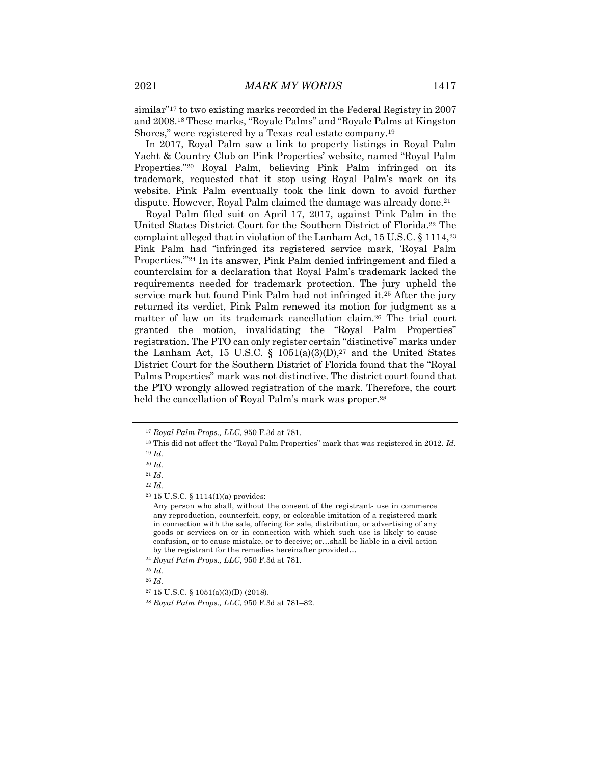similar"[17] to two existing marks recorded in the Federal Registry in 2007 and 2008.[18] These marks, "Royale Palms" and "Royale Palms at Kingston Shores," were registered by a Texas real estate company.[19]

In 2017, Royal Palm saw a link to property listings in Royal Palm Yacht & Country Club on Pink Properties' website, named "Royal Palm Properties."[20] Royal Palm, believing Pink Palm infringed on its trademark, requested that it stop using Royal Palm's mark on its website. Pink Palm eventually took the link down to avoid further dispute. However, Royal Palm claimed the damage was already done.[21]

Royal Palm filed suit on April 17, 2017, against Pink Palm in the United States District Court for the Southern District of Florida.[22] The complaint alleged that in violation of the Lanham Act, 15 U.S.C. § 1114,[23] Pink Palm had "infringed its registered service mark, 'Royal Palm Properties.'"[24] In its answer, Pink Palm denied infringement and filed a counterclaim for a declaration that Royal Palm's trademark lacked the requirements needed for trademark protection. The jury upheld the service mark but found Pink Palm had not infringed it.[25] After the jury returned its verdict, Pink Palm renewed its motion for judgment as a matter of law on its trademark cancellation claim.[26] The trial court granted the motion, invalidating the "Royal Palm Properties" registration. The PTO can only register certain "distinctive" marks under the Lanham Act, 15 U.S.C. § 1051(a)(3)(D),[27] and the United States District Court for the Southern District of Florida found that the "Royal Palms Properties" mark was not distinctive. The district court found that the PTO wrongly allowed registration of the mark. Therefore, the court held the cancellation of Royal Palm's mark was proper.[28]

---

[17] *Royal Palm Props., LLC*, 950 F.3d at 781.

[18] This did not affect the "Royal Palm Properties" mark that was registered in 2012. *Id.*

[19] *Id.*

[20] *Id.*

[21] *Id.*

[22] *Id.*

[23] 15 U.S.C. § 1114(1)(a) provides:

> Any person who shall, without the consent of the registrant- use in commerce any reproduction, counterfeit, copy, or colorable imitation of a registered mark in connection with the sale, offering for sale, distribution, or advertising of any goods or services on or in connection with which such use is likely to cause confusion, or to cause mistake, or to deceive; or…shall be liable in a civil action by the registrant for the remedies hereinafter provided…

[24] *Royal Palm Props., LLC*, 950 F.3d at 781.

[25] *Id.*

[26] *Id.*

[27] 15 U.S.C. § 1051(a)(3)(D) (2018).

[28] *Royal Palm Props., LLC*, 950 F.3d at 781–82.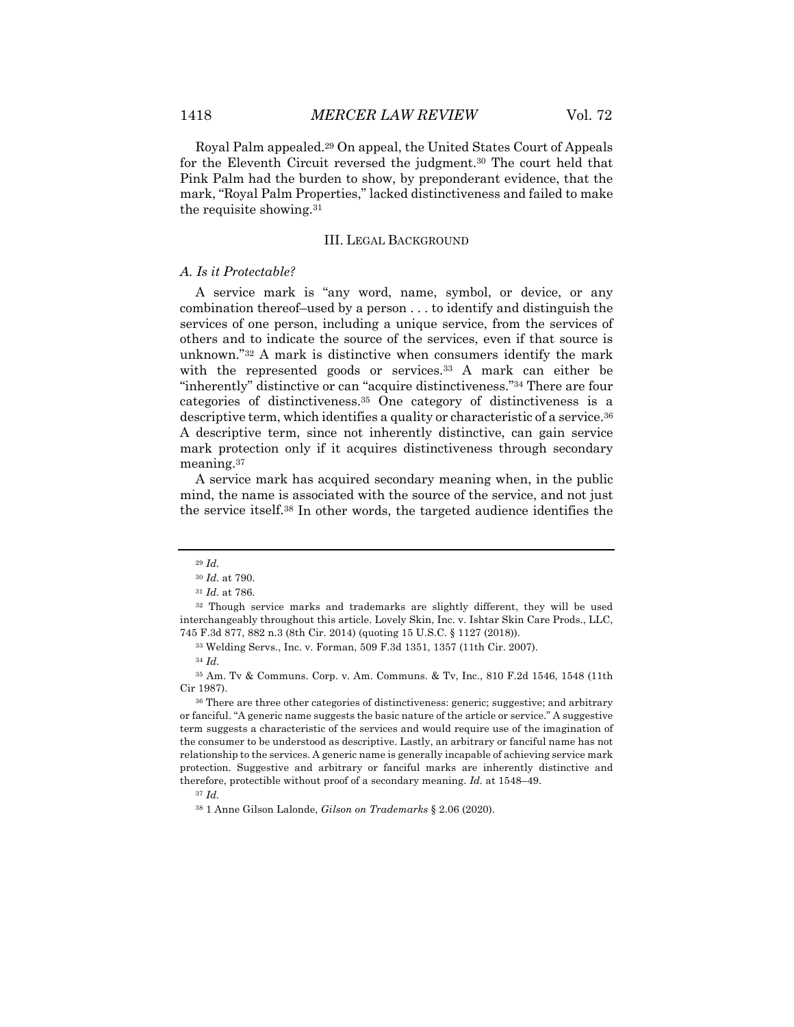Royal Palm appealed.[29] On appeal, the United States Court of Appeals for the Eleventh Circuit reversed the judgment.[30] The court held that Pink Palm had the burden to show, by preponderant evidence, that the mark, "Royal Palm Properties," lacked distinctiveness and failed to make the requisite showing.[31]

## III. Legal Background

### *A. Is it Protectable?*

A service mark is "any word, name, symbol, or device, or any combination thereof–used by a person . . . to identify and distinguish the services of one person, including a unique service, from the services of others and to indicate the source of the services, even if that source is unknown."[32] A mark is distinctive when consumers identify the mark with the represented goods or services.[33] A mark can either be "inherently" distinctive or can "acquire distinctiveness."[34] There are four categories of distinctiveness.[35] One category of distinctiveness is a descriptive term, which identifies a quality or characteristic of a service.[36] A descriptive term, since not inherently distinctive, can gain service mark protection only if it acquires distinctiveness through secondary meaning.[37]

A service mark has acquired secondary meaning when, in the public mind, the name is associated with the source of the service, and not just the service itself.[38] In other words, the targeted audience identifies the

---

[29] *Id.*

[30] *Id.* at 790.

[31] *Id.* at 786.

[32] Though service marks and trademarks are slightly different, they will be used interchangeably throughout this article. Lovely Skin, Inc. v. Ishtar Skin Care Prods., LLC, 745 F.3d 877, 882 n.3 (8th Cir. 2014) (quoting 15 U.S.C. § 1127 (2018)).

[33] Welding Servs., Inc. v. Forman, 509 F.3d 1351, 1357 (11th Cir. 2007).

[34] *Id.*

[35] Am. Tv & Communs. Corp. v. Am. Communs. & Tv, Inc., 810 F.2d 1546, 1548 (11th Cir 1987).

[36] There are three other categories of distinctiveness: generic; suggestive; and arbitrary or fanciful. "A generic name suggests the basic nature of the article or service." A suggestive term suggests a characteristic of the services and would require use of the imagination of the consumer to be understood as descriptive. Lastly, an arbitrary or fanciful name has not relationship to the services. A generic name is generally incapable of achieving service mark protection. Suggestive and arbitrary or fanciful marks are inherently distinctive and therefore, protectible without proof of a secondary meaning. *Id.* at 1548–49.

[37] *Id.*

[38] 1 Anne Gilson Lalonde, *Gilson on Trademarks* § 2.06 (2020).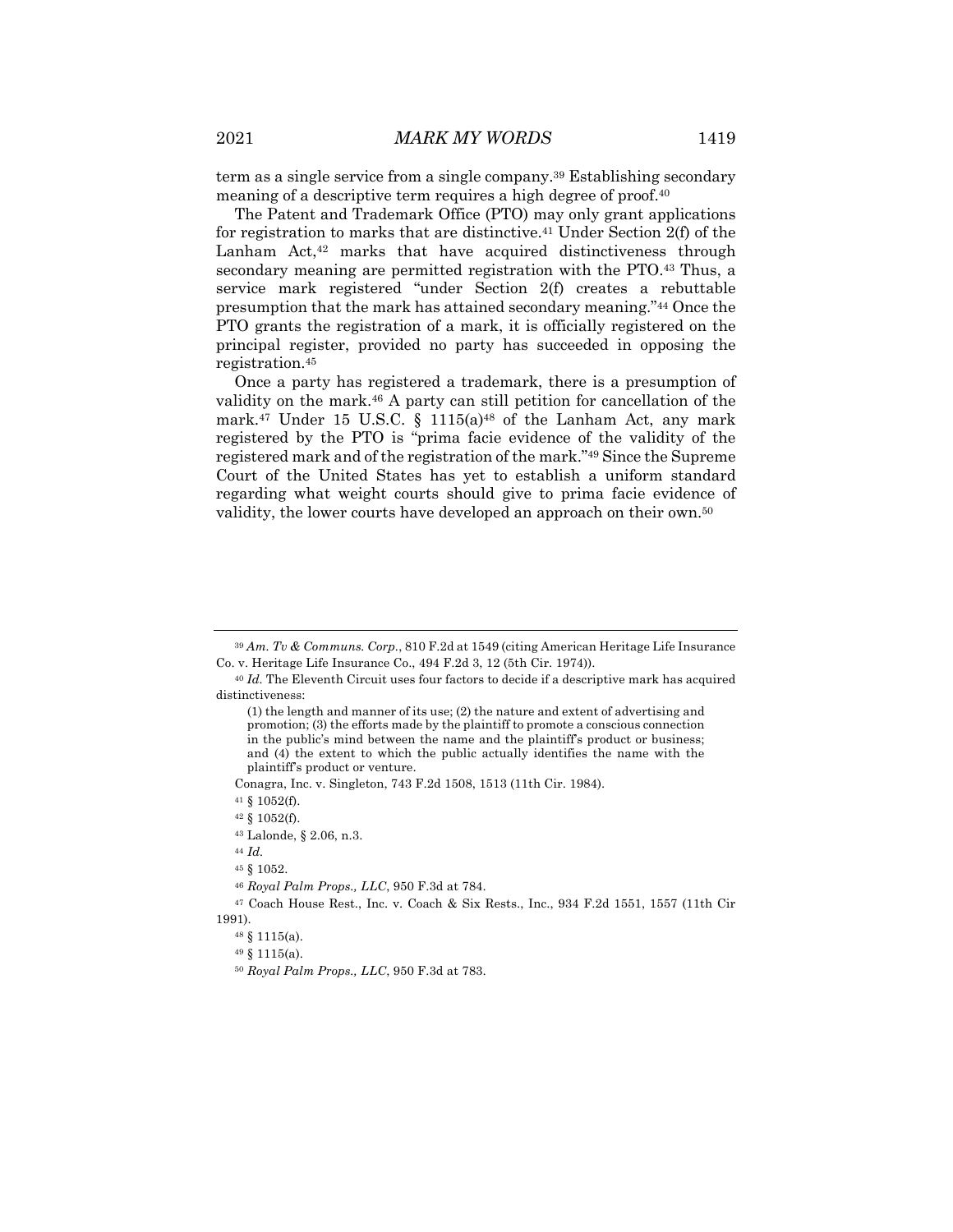term as a single service from a single company.[39] Establishing secondary meaning of a descriptive term requires a high degree of proof.[40]

The Patent and Trademark Office (PTO) may only grant applications for registration to marks that are distinctive.[41] Under Section 2(f) of the Lanham Act,[42] marks that have acquired distinctiveness through secondary meaning are permitted registration with the PTO.[43] Thus, a service mark registered "under Section 2(f) creates a rebuttable presumption that the mark has attained secondary meaning."[44] Once the PTO grants the registration of a mark, it is officially registered on the principal register, provided no party has succeeded in opposing the registration.[45]

Once a party has registered a trademark, there is a presumption of validity on the mark.[46] A party can still petition for cancellation of the mark.[47] Under 15 U.S.C. § 1115(a)[48] of the Lanham Act, any mark registered by the PTO is "prima facie evidence of the validity of the registered mark and of the registration of the mark."[49] Since the Supreme Court of the United States has yet to establish a uniform standard regarding what weight courts should give to prima facie evidence of validity, the lower courts have developed an approach on their own.[50]

---

[39] *Am. Tv & Communs. Corp.*, 810 F.2d at 1549 (citing American Heritage Life Insurance Co. v. Heritage Life Insurance Co., 494 F.2d 3, 12 (5th Cir. 1974)).

[40] *Id.* The Eleventh Circuit uses four factors to decide if a descriptive mark has acquired distinctiveness:

> (1) the length and manner of its use; (2) the nature and extent of advertising and promotion; (3) the efforts made by the plaintiff to promote a conscious connection in the public's mind between the name and the plaintiff's product or business; and (4) the extent to which the public actually identifies the name with the plaintiff's product or venture.

Conagra, Inc. v. Singleton, 743 F.2d 1508, 1513 (11th Cir. 1984).

[41] § 1052(f).

[42] § 1052(f).

[43] Lalonde, § 2.06, n.3.

[44] *Id.*

[45] § 1052.

[46] *Royal Palm Props., LLC*, 950 F.3d at 784.

[47] Coach House Rest., Inc. v. Coach & Six Rests., Inc., 934 F.2d 1551, 1557 (11th Cir 1991).

[48] § 1115(a).

[49] § 1115(a).

[50] *Royal Palm Props., LLC*, 950 F.3d at 783.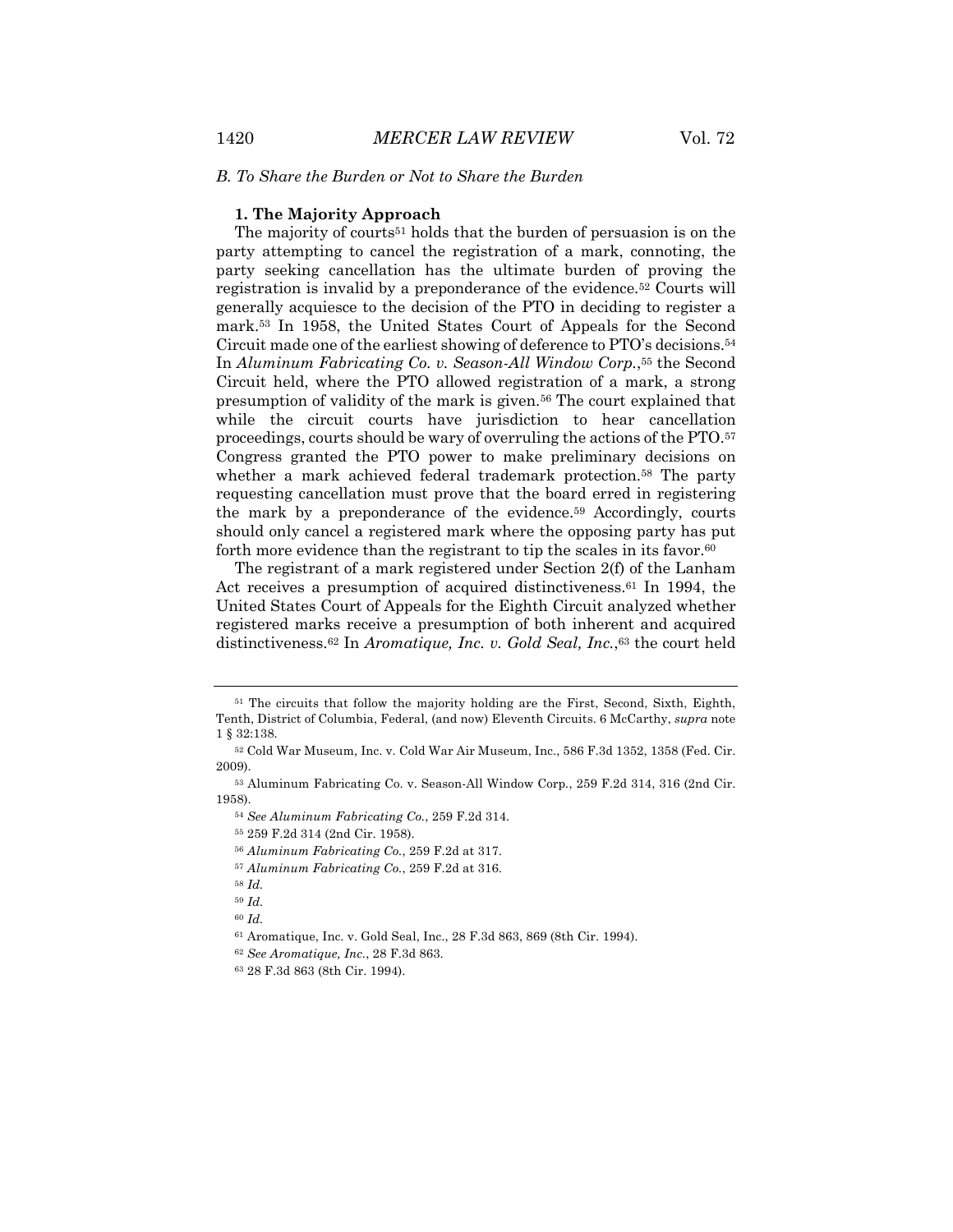*B. To Share the Burden or Not to Share the Burden*

**1. The Majority Approach**

The majority of courts[51] holds that the burden of persuasion is on the party attempting to cancel the registration of a mark, connoting, the party seeking cancellation has the ultimate burden of proving the registration is invalid by a preponderance of the evidence.[52] Courts will generally acquiesce to the decision of the PTO in deciding to register a mark.[53] In 1958, the United States Court of Appeals for the Second Circuit made one of the earliest showing of deference to PTO's decisions.[54] In *Aluminum Fabricating Co. v. Season-All Window Corp.*,[55] the Second Circuit held, where the PTO allowed registration of a mark, a strong presumption of validity of the mark is given.[56] The court explained that while the circuit courts have jurisdiction to hear cancellation proceedings, courts should be wary of overruling the actions of the PTO.[57] Congress granted the PTO power to make preliminary decisions on whether a mark achieved federal trademark protection.[58] The party requesting cancellation must prove that the board erred in registering the mark by a preponderance of the evidence.[59] Accordingly, courts should only cancel a registered mark where the opposing party has put forth more evidence than the registrant to tip the scales in its favor.[60]

The registrant of a mark registered under Section 2(f) of the Lanham Act receives a presumption of acquired distinctiveness.[61] In 1994, the United States Court of Appeals for the Eighth Circuit analyzed whether registered marks receive a presumption of both inherent and acquired distinctiveness.[62] In *Aromatique, Inc. v. Gold Seal, Inc.*,[63] the court held

---

[51] The circuits that follow the majority holding are the First, Second, Sixth, Eighth, Tenth, District of Columbia, Federal, (and now) Eleventh Circuits. 6 McCarthy, *supra* note 1 § 32:138.

[52] Cold War Museum, Inc. v. Cold War Air Museum, Inc., 586 F.3d 1352, 1358 (Fed. Cir. 2009).

[53] Aluminum Fabricating Co. v. Season-All Window Corp., 259 F.2d 314, 316 (2nd Cir. 1958).

[54] *See Aluminum Fabricating Co.*, 259 F.2d 314.

[55] 259 F.2d 314 (2nd Cir. 1958).

[56] *Aluminum Fabricating Co.*, 259 F.2d at 317.

[57] *Aluminum Fabricating Co.*, 259 F.2d at 316.

[58] *Id.*

[59] *Id.*

[60] *Id.*

[61] Aromatique, Inc. v. Gold Seal, Inc., 28 F.3d 863, 869 (8th Cir. 1994).

[62] *See Aromatique, Inc.*, 28 F.3d 863.

[63] 28 F.3d 863 (8th Cir. 1994).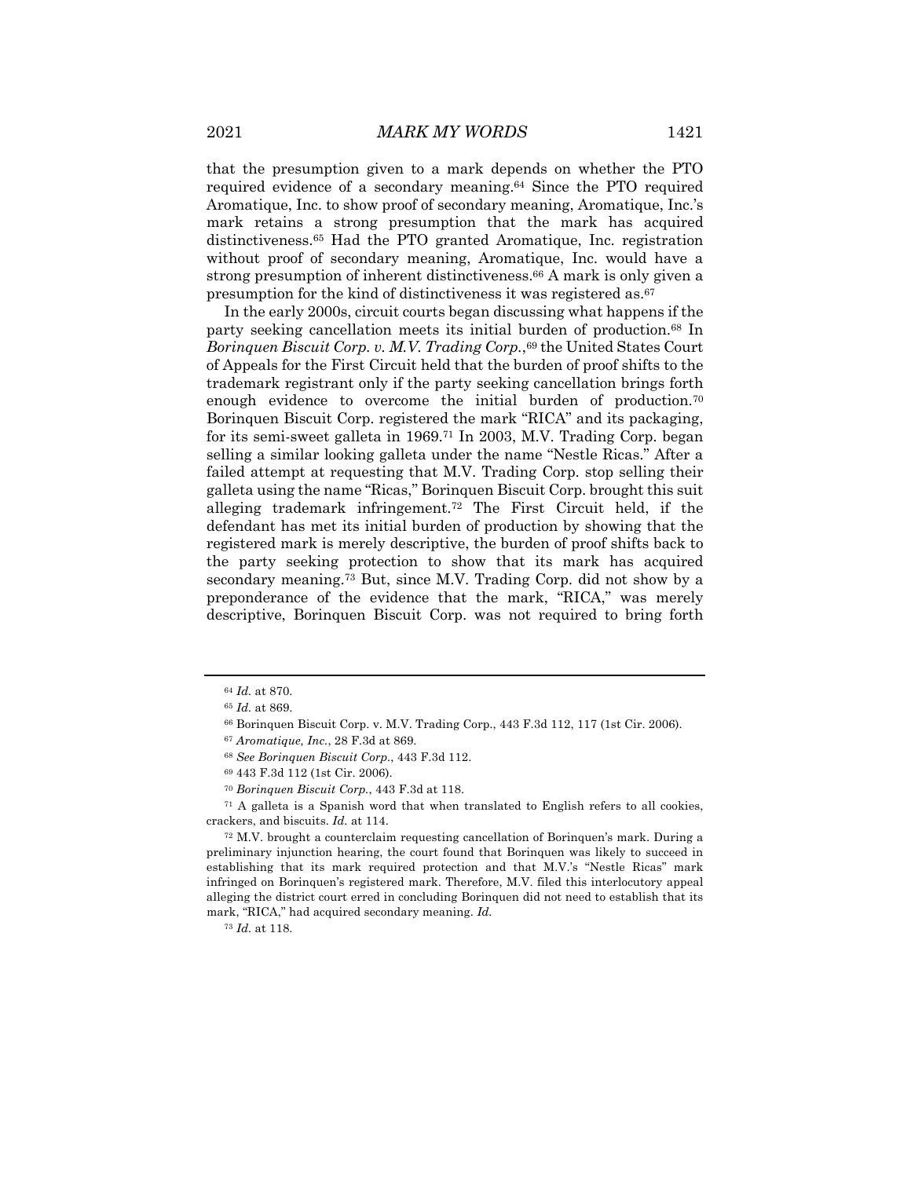that the presumption given to a mark depends on whether the PTO required evidence of a secondary meaning.[64] Since the PTO required Aromatique, Inc. to show proof of secondary meaning, Aromatique, Inc.'s mark retains a strong presumption that the mark has acquired distinctiveness.[65] Had the PTO granted Aromatique, Inc. registration without proof of secondary meaning, Aromatique, Inc. would have a strong presumption of inherent distinctiveness.[66] A mark is only given a presumption for the kind of distinctiveness it was registered as.[67]

In the early 2000s, circuit courts began discussing what happens if the party seeking cancellation meets its initial burden of production.[68] In *Borinquen Biscuit Corp. v. M.V. Trading Corp.*,[69] the United States Court of Appeals for the First Circuit held that the burden of proof shifts to the trademark registrant only if the party seeking cancellation brings forth enough evidence to overcome the initial burden of production.[70] Borinquen Biscuit Corp. registered the mark "RICA" and its packaging, for its semi-sweet galleta in 1969.[71] In 2003, M.V. Trading Corp. began selling a similar looking galleta under the name "Nestle Ricas." After a failed attempt at requesting that M.V. Trading Corp. stop selling their galleta using the name "Ricas," Borinquen Biscuit Corp. brought this suit alleging trademark infringement.[72] The First Circuit held, if the defendant has met its initial burden of production by showing that the registered mark is merely descriptive, the burden of proof shifts back to the party seeking protection to show that its mark has acquired secondary meaning.[73] But, since M.V. Trading Corp. did not show by a preponderance of the evidence that the mark, "RICA," was merely descriptive, Borinquen Biscuit Corp. was not required to bring forth

---

[64] *Id.* at 870.

[65] *Id.* at 869.

[66] Borinquen Biscuit Corp. v. M.V. Trading Corp., 443 F.3d 112, 117 (1st Cir. 2006).

[67] *Aromatique, Inc.*, 28 F.3d at 869.

[68] *See Borinquen Biscuit Corp.*, 443 F.3d 112.

[69] 443 F.3d 112 (1st Cir. 2006).

[70] *Borinquen Biscuit Corp.*, 443 F.3d at 118.

[71] A galleta is a Spanish word that when translated to English refers to all cookies, crackers, and biscuits. *Id.* at 114.

[72] M.V. brought a counterclaim requesting cancellation of Borinquen's mark. During a preliminary injunction hearing, the court found that Borinquen was likely to succeed in establishing that its mark required protection and that M.V.'s "Nestle Ricas" mark infringed on Borinquen's registered mark. Therefore, M.V. filed this interlocutory appeal alleging the district court erred in concluding Borinquen did not need to establish that its mark, "RICA," had acquired secondary meaning. *Id.*

[73] *Id.* at 118.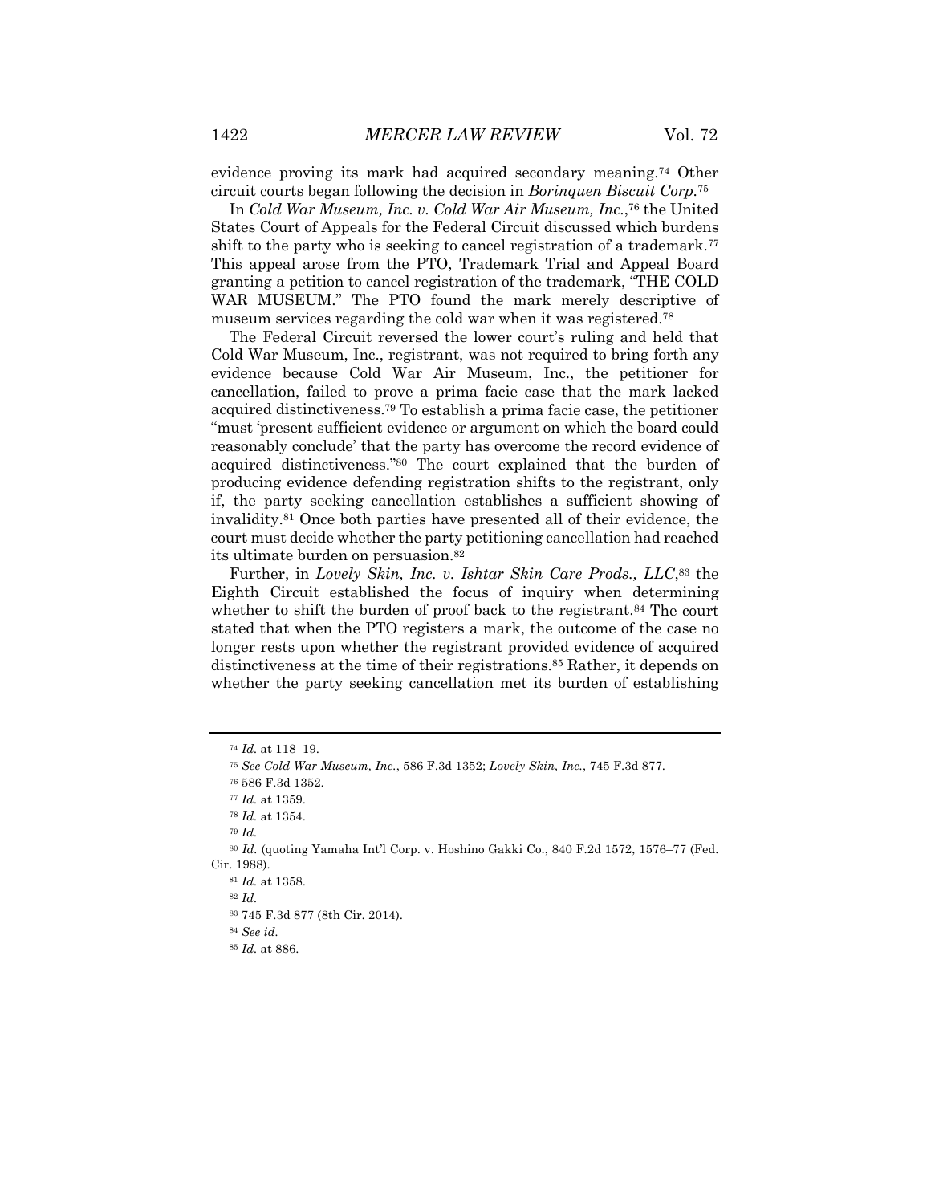evidence proving its mark had acquired secondary meaning.[74] Other circuit courts began following the decision in *Borinquen Biscuit Corp.*[75]

In *Cold War Museum, Inc. v. Cold War Air Museum, Inc.*,[76] the United States Court of Appeals for the Federal Circuit discussed which burdens shift to the party who is seeking to cancel registration of a trademark.[77] This appeal arose from the PTO, Trademark Trial and Appeal Board granting a petition to cancel registration of the trademark, "THE COLD WAR MUSEUM." The PTO found the mark merely descriptive of museum services regarding the cold war when it was registered.[78]

The Federal Circuit reversed the lower court's ruling and held that Cold War Museum, Inc., registrant, was not required to bring forth any evidence because Cold War Air Museum, Inc., the petitioner for cancellation, failed to prove a prima facie case that the mark lacked acquired distinctiveness.[79] To establish a prima facie case, the petitioner "must 'present sufficient evidence or argument on which the board could reasonably conclude' that the party has overcome the record evidence of acquired distinctiveness."[80] The court explained that the burden of producing evidence defending registration shifts to the registrant, only if, the party seeking cancellation establishes a sufficient showing of invalidity.[81] Once both parties have presented all of their evidence, the court must decide whether the party petitioning cancellation had reached its ultimate burden on persuasion.[82]

Further, in *Lovely Skin, Inc. v. Ishtar Skin Care Prods., LLC*,[83] the Eighth Circuit established the focus of inquiry when determining whether to shift the burden of proof back to the registrant.[84] The court stated that when the PTO registers a mark, the outcome of the case no longer rests upon whether the registrant provided evidence of acquired distinctiveness at the time of their registrations.[85] Rather, it depends on whether the party seeking cancellation met its burden of establishing

---

[74] *Id.* at 118–19.

[75] *See Cold War Museum, Inc.*, 586 F.3d 1352; *Lovely Skin, Inc.*, 745 F.3d 877.

[76] 586 F.3d 1352.

[77] *Id.* at 1359.

[78] *Id.* at 1354.

[79] *Id.*

[80] *Id.* (quoting Yamaha Int'l Corp. v. Hoshino Gakki Co., 840 F.2d 1572, 1576–77 (Fed. Cir. 1988).

[81] *Id.* at 1358.

[82] *Id.*

[83] 745 F.3d 877 (8th Cir. 2014).

[84] *See id.*

[85] *Id.* at 886.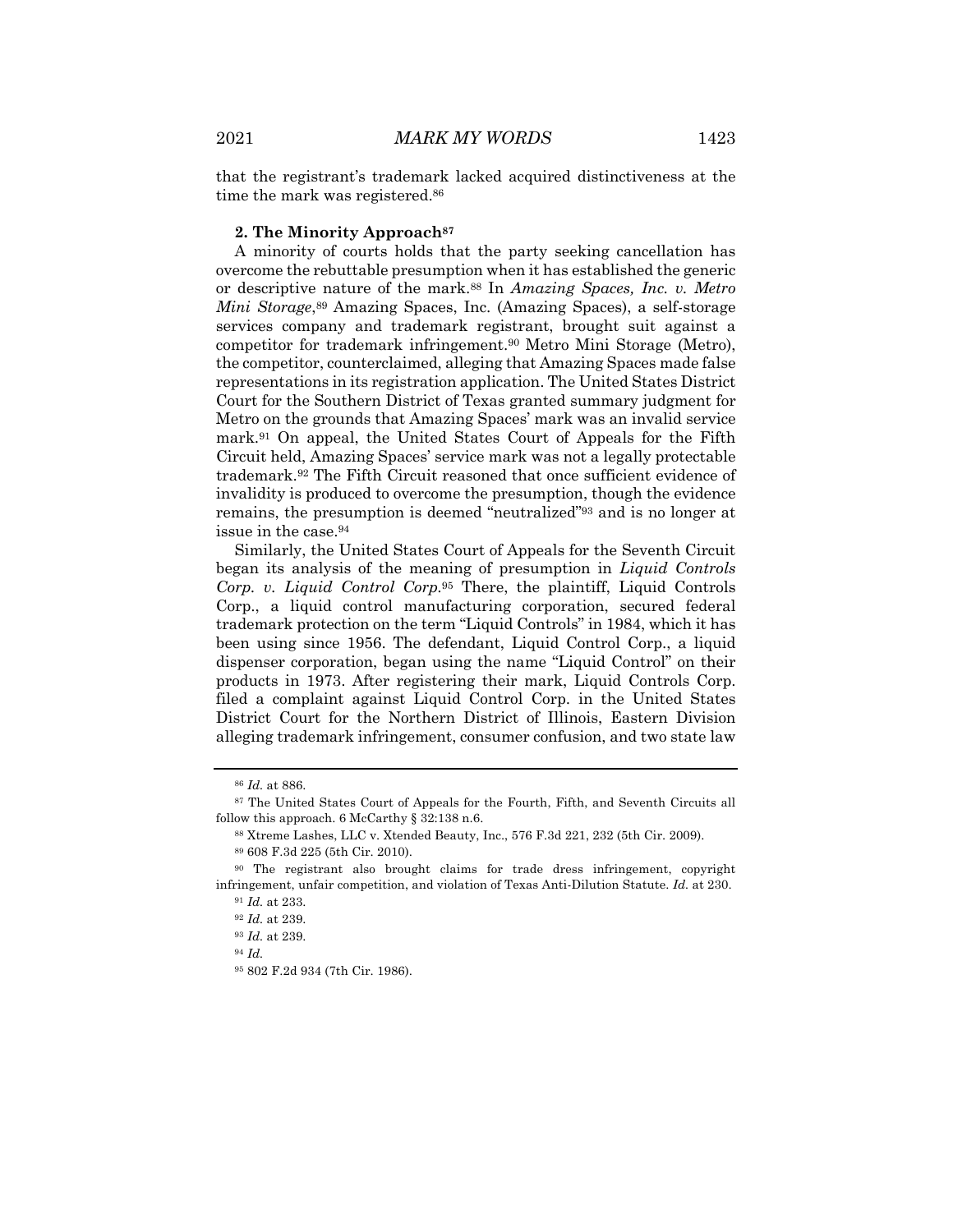that the registrant's trademark lacked acquired distinctiveness at the time the mark was registered.[86]

**2. The Minority Approach**[87]

A minority of courts holds that the party seeking cancellation has overcome the rebuttable presumption when it has established the generic or descriptive nature of the mark.[88] In *Amazing Spaces, Inc. v. Metro Mini Storage*,[89] Amazing Spaces, Inc. (Amazing Spaces), a self-storage services company and trademark registrant, brought suit against a competitor for trademark infringement.[90] Metro Mini Storage (Metro), the competitor, counterclaimed, alleging that Amazing Spaces made false representations in its registration application. The United States District Court for the Southern District of Texas granted summary judgment for Metro on the grounds that Amazing Spaces' mark was an invalid service mark.[91] On appeal, the United States Court of Appeals for the Fifth Circuit held, Amazing Spaces' service mark was not a legally protectable trademark.[92] The Fifth Circuit reasoned that once sufficient evidence of invalidity is produced to overcome the presumption, though the evidence remains, the presumption is deemed "neutralized"[93] and is no longer at issue in the case.[94]

Similarly, the United States Court of Appeals for the Seventh Circuit began its analysis of the meaning of presumption in *Liquid Controls Corp. v. Liquid Control Corp.*[95] There, the plaintiff, Liquid Controls Corp., a liquid control manufacturing corporation, secured federal trademark protection on the term "Liquid Controls" in 1984, which it has been using since 1956. The defendant, Liquid Control Corp., a liquid dispenser corporation, began using the name "Liquid Control" on their products in 1973. After registering their mark, Liquid Controls Corp. filed a complaint against Liquid Control Corp. in the United States District Court for the Northern District of Illinois, Eastern Division alleging trademark infringement, consumer confusion, and two state law

---

[86] *Id.* at 886.

[87] The United States Court of Appeals for the Fourth, Fifth, and Seventh Circuits all follow this approach. 6 McCarthy § 32:138 n.6.

[88] Xtreme Lashes, LLC v. Xtended Beauty, Inc., 576 F.3d 221, 232 (5th Cir. 2009).

[89] 608 F.3d 225 (5th Cir. 2010).

[90] The registrant also brought claims for trade dress infringement, copyright infringement, unfair competition, and violation of Texas Anti-Dilution Statute. *Id.* at 230.

[91] *Id.* at 233.

[92] *Id.* at 239.

[93] *Id.* at 239.

[94] *Id.*

[95] 802 F.2d 934 (7th Cir. 1986).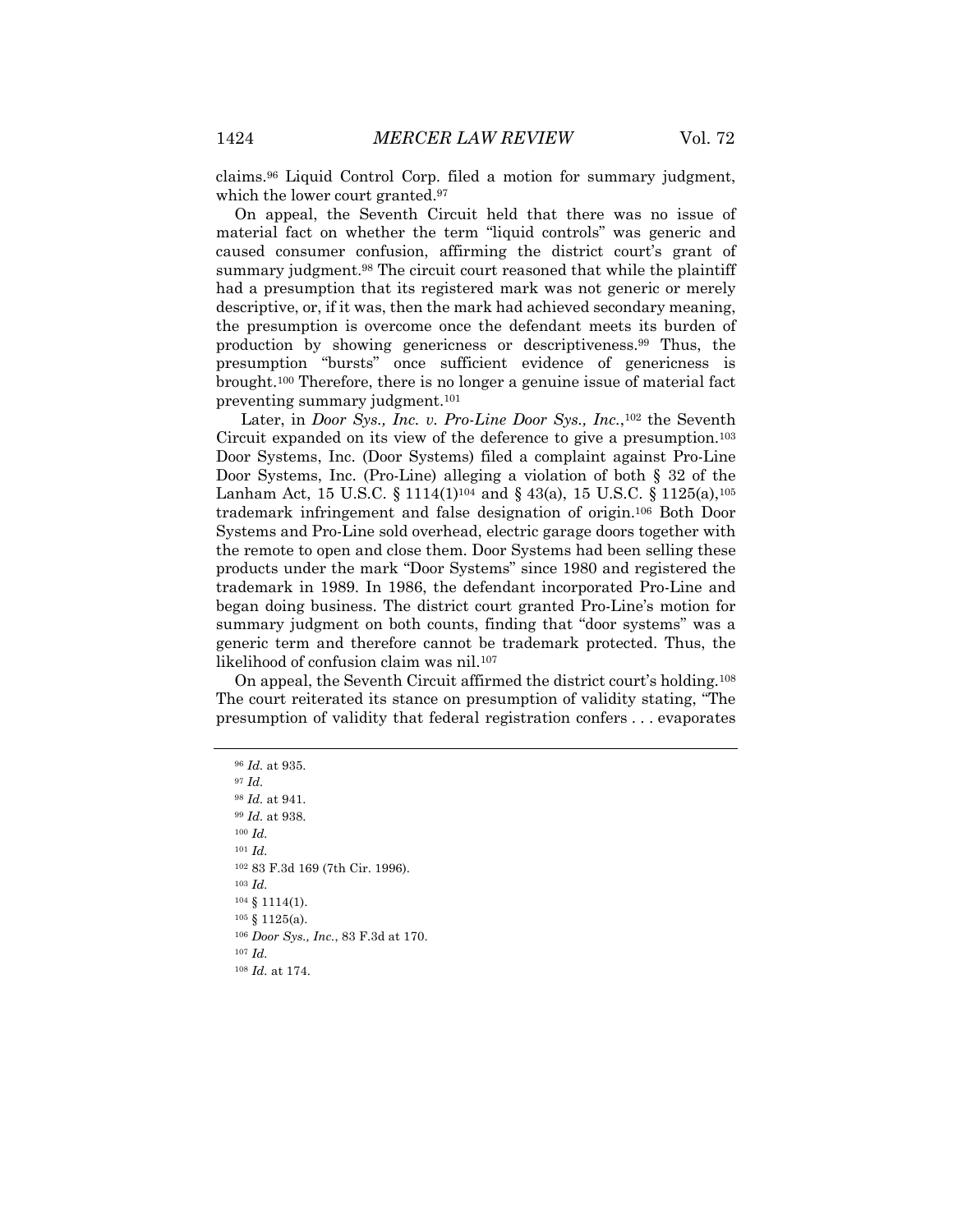claims.[96] Liquid Control Corp. filed a motion for summary judgment, which the lower court granted.[97]

On appeal, the Seventh Circuit held that there was no issue of material fact on whether the term "liquid controls" was generic and caused consumer confusion, affirming the district court's grant of summary judgment.[98] The circuit court reasoned that while the plaintiff had a presumption that its registered mark was not generic or merely descriptive, or, if it was, then the mark had achieved secondary meaning, the presumption is overcome once the defendant meets its burden of production by showing genericness or descriptiveness.[99] Thus, the presumption "bursts" once sufficient evidence of genericness is brought.[100] Therefore, there is no longer a genuine issue of material fact preventing summary judgment.[101]

Later, in *Door Sys., Inc. v. Pro-Line Door Sys., Inc.*,[102] the Seventh Circuit expanded on its view of the deference to give a presumption.[103] Door Systems, Inc. (Door Systems) filed a complaint against Pro-Line Door Systems, Inc. (Pro-Line) alleging a violation of both § 32 of the Lanham Act, 15 U.S.C. § 1114(1)[104] and § 43(a), 15 U.S.C. § 1125(a),[105] trademark infringement and false designation of origin.[106] Both Door Systems and Pro-Line sold overhead, electric garage doors together with the remote to open and close them. Door Systems had been selling these products under the mark "Door Systems" since 1980 and registered the trademark in 1989. In 1986, the defendant incorporated Pro-Line and began doing business. The district court granted Pro-Line's motion for summary judgment on both counts, finding that "door systems" was a generic term and therefore cannot be trademark protected. Thus, the likelihood of confusion claim was nil.[107]

On appeal, the Seventh Circuit affirmed the district court's holding.[108] The court reiterated its stance on presumption of validity stating, "The presumption of validity that federal registration confers . . . evaporates

---

[96] *Id.* at 935.

[97] *Id.*

[98] *Id.* at 941.

[99] *Id.* at 938.

[100] *Id.*

[101] *Id.*

[102] 83 F.3d 169 (7th Cir. 1996).

[103] *Id.*

[104] § 1114(1).

[105] § 1125(a).

[106] *Door Sys., Inc.*, 83 F.3d at 170.

[107] *Id.*

[108] *Id.* at 174.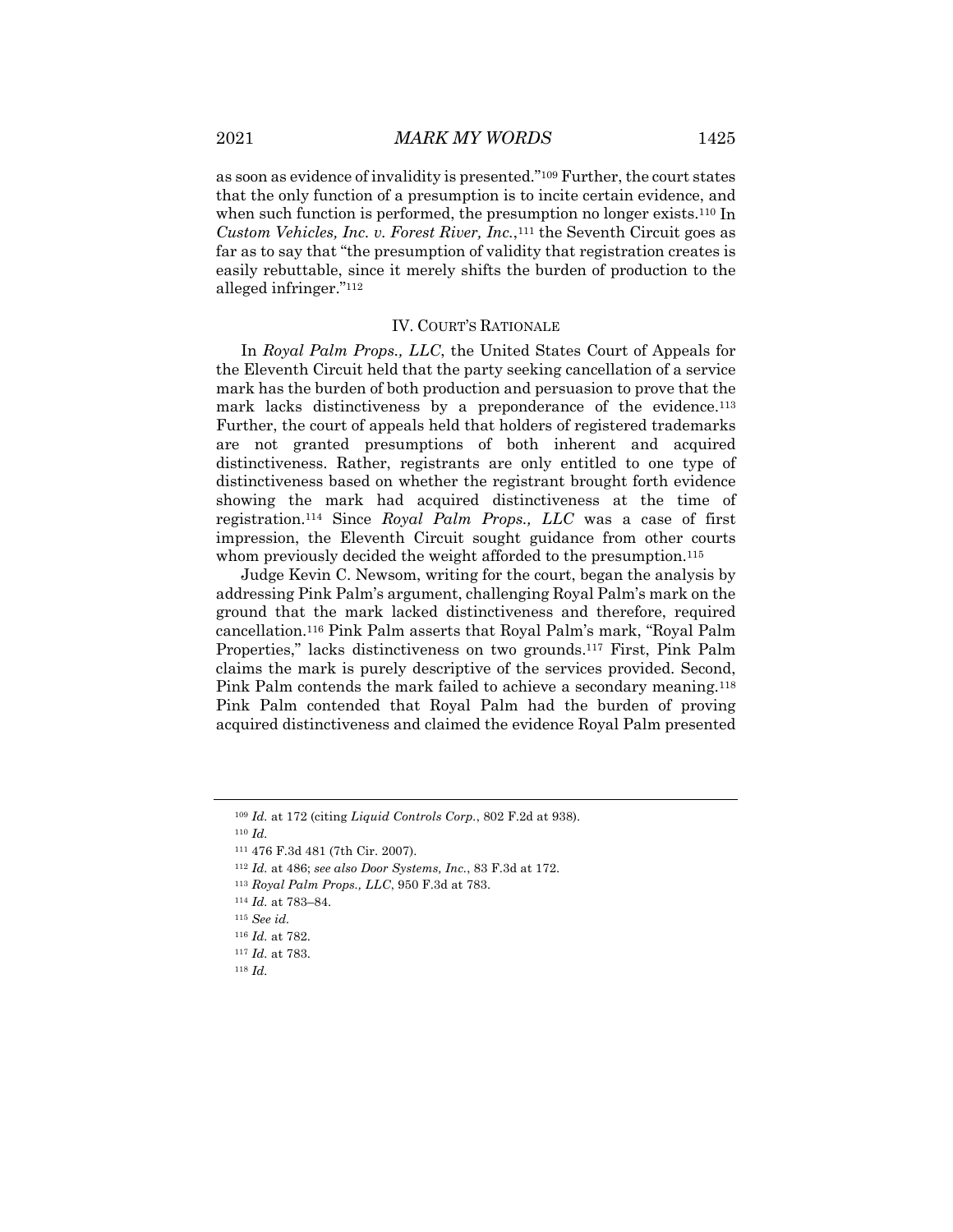as soon as evidence of invalidity is presented."[109] Further, the court states that the only function of a presumption is to incite certain evidence, and when such function is performed, the presumption no longer exists.[110] In *Custom Vehicles, Inc. v. Forest River, Inc.*,[111] the Seventh Circuit goes as far as to say that "the presumption of validity that registration creates is easily rebuttable, since it merely shifts the burden of production to the alleged infringer."[112]

## IV. COURT'S RATIONALE

In *Royal Palm Props., LLC*, the United States Court of Appeals for the Eleventh Circuit held that the party seeking cancellation of a service mark has the burden of both production and persuasion to prove that the mark lacks distinctiveness by a preponderance of the evidence.[113] Further, the court of appeals held that holders of registered trademarks are not granted presumptions of both inherent and acquired distinctiveness. Rather, registrants are only entitled to one type of distinctiveness based on whether the registrant brought forth evidence showing the mark had acquired distinctiveness at the time of registration.[114] Since *Royal Palm Props., LLC* was a case of first impression, the Eleventh Circuit sought guidance from other courts whom previously decided the weight afforded to the presumption.[115]

Judge Kevin C. Newsom, writing for the court, began the analysis by addressing Pink Palm's argument, challenging Royal Palm's mark on the ground that the mark lacked distinctiveness and therefore, required cancellation.[116] Pink Palm asserts that Royal Palm's mark, "Royal Palm Properties," lacks distinctiveness on two grounds.[117] First, Pink Palm claims the mark is purely descriptive of the services provided. Second, Pink Palm contends the mark failed to achieve a secondary meaning.[118] Pink Palm contended that Royal Palm had the burden of proving acquired distinctiveness and claimed the evidence Royal Palm presented

---

[109] *Id.* at 172 (citing *Liquid Controls Corp.*, 802 F.2d at 938).

[110] *Id.*

[111] 476 F.3d 481 (7th Cir. 2007).

[112] *Id.* at 486; *see also Door Systems, Inc.*, 83 F.3d at 172.

[113] *Royal Palm Props., LLC*, 950 F.3d at 783.

[114] *Id.* at 783–84.

[115] *See id.*

[116] *Id.* at 782.

[117] *Id.* at 783.

[118] *Id.*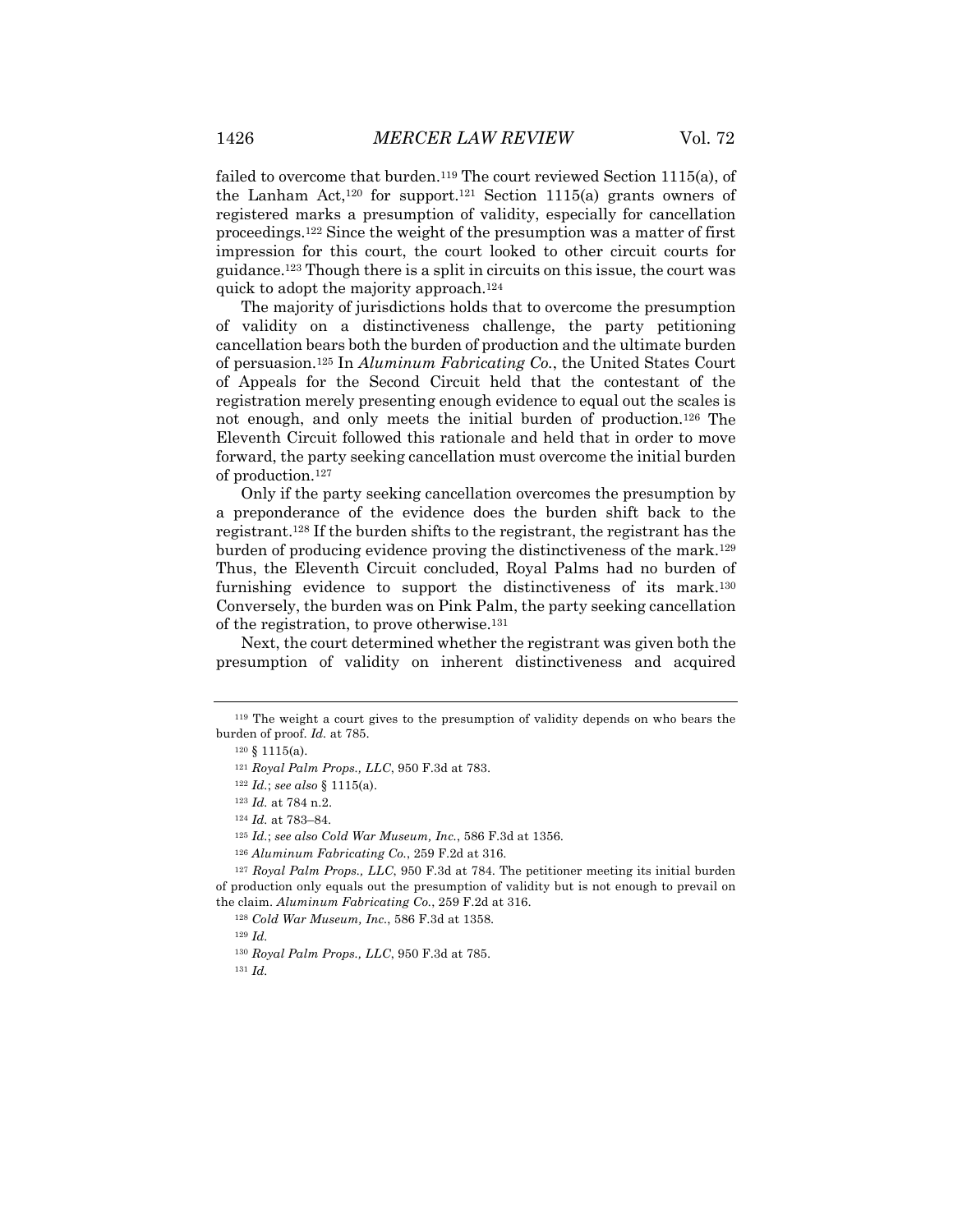failed to overcome that burden.[119] The court reviewed Section 1115(a), of the Lanham Act,[120] for support.[121] Section 1115(a) grants owners of registered marks a presumption of validity, especially for cancellation proceedings.[122] Since the weight of the presumption was a matter of first impression for this court, the court looked to other circuit courts for guidance.[123] Though there is a split in circuits on this issue, the court was quick to adopt the majority approach.[124]

The majority of jurisdictions holds that to overcome the presumption of validity on a distinctiveness challenge, the party petitioning cancellation bears both the burden of production and the ultimate burden of persuasion.[125] In *Aluminum Fabricating Co.*, the United States Court of Appeals for the Second Circuit held that the contestant of the registration merely presenting enough evidence to equal out the scales is not enough, and only meets the initial burden of production.[126] The Eleventh Circuit followed this rationale and held that in order to move forward, the party seeking cancellation must overcome the initial burden of production.[127]

Only if the party seeking cancellation overcomes the presumption by a preponderance of the evidence does the burden shift back to the registrant.[128] If the burden shifts to the registrant, the registrant has the burden of producing evidence proving the distinctiveness of the mark.[129] Thus, the Eleventh Circuit concluded, Royal Palms had no burden of furnishing evidence to support the distinctiveness of its mark.[130] Conversely, the burden was on Pink Palm, the party seeking cancellation of the registration, to prove otherwise.[131]

Next, the court determined whether the registrant was given both the presumption of validity on inherent distinctiveness and acquired

---

[119] The weight a court gives to the presumption of validity depends on who bears the burden of proof. *Id.* at 785.

[120] § 1115(a).

[121] *Royal Palm Props., LLC*, 950 F.3d at 783.

[122] *Id.*; *see also* § 1115(a).

[123] *Id.* at 784 n.2.

[124] *Id.* at 783–84.

[125] *Id.*; *see also Cold War Museum, Inc.*, 586 F.3d at 1356.

[126] *Aluminum Fabricating Co.*, 259 F.2d at 316.

[127] *Royal Palm Props., LLC*, 950 F.3d at 784. The petitioner meeting its initial burden of production only equals out the presumption of validity but is not enough to prevail on the claim. *Aluminum Fabricating Co.*, 259 F.2d at 316.

[128] *Cold War Museum, Inc.*, 586 F.3d at 1358.

[129] *Id.*

[130] *Royal Palm Props., LLC*, 950 F.3d at 785.

[131] *Id.*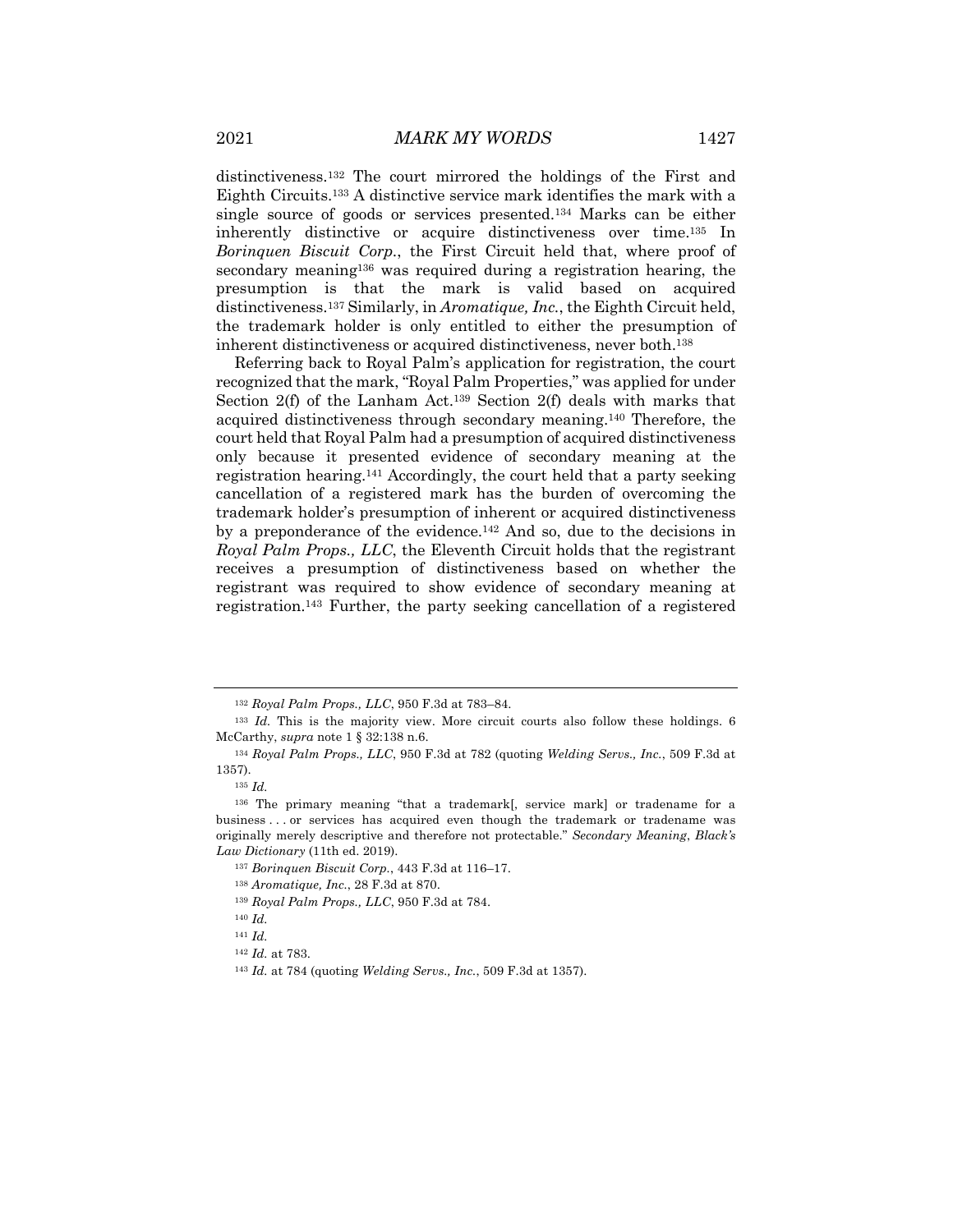distinctiveness.[132] The court mirrored the holdings of the First and Eighth Circuits.[133] A distinctive service mark identifies the mark with a single source of goods or services presented.[134] Marks can be either inherently distinctive or acquire distinctiveness over time.[135] In *Borinquen Biscuit Corp.*, the First Circuit held that, where proof of secondary meaning[136] was required during a registration hearing, the presumption is that the mark is valid based on acquired distinctiveness.[137] Similarly, in *Aromatique, Inc.*, the Eighth Circuit held, the trademark holder is only entitled to either the presumption of inherent distinctiveness or acquired distinctiveness, never both.[138]

Referring back to Royal Palm's application for registration, the court recognized that the mark, "Royal Palm Properties," was applied for under Section 2(f) of the Lanham Act.[139] Section 2(f) deals with marks that acquired distinctiveness through secondary meaning.[140] Therefore, the court held that Royal Palm had a presumption of acquired distinctiveness only because it presented evidence of secondary meaning at the registration hearing.[141] Accordingly, the court held that a party seeking cancellation of a registered mark has the burden of overcoming the trademark holder's presumption of inherent or acquired distinctiveness by a preponderance of the evidence.[142] And so, due to the decisions in *Royal Palm Props., LLC*, the Eleventh Circuit holds that the registrant receives a presumption of distinctiveness based on whether the registrant was required to show evidence of secondary meaning at registration.[143] Further, the party seeking cancellation of a registered

---

[132] *Royal Palm Props., LLC*, 950 F.3d at 783–84.

[133] *Id.* This is the majority view. More circuit courts also follow these holdings. 6 McCarthy, *supra* note 1 § 32:138 n.6.

[134] *Royal Palm Props., LLC*, 950 F.3d at 782 (quoting *Welding Servs., Inc.*, 509 F.3d at 1357).

[135] *Id.*

[136] The primary meaning "that a trademark[, service mark] or tradename for a business . . . or services has acquired even though the trademark or tradename was originally merely descriptive and therefore not protectable." *Secondary Meaning*, *Black's Law Dictionary* (11th ed. 2019).

[137] *Borinquen Biscuit Corp.*, 443 F.3d at 116–17.

[138] *Aromatique, Inc.*, 28 F.3d at 870.

[139] *Royal Palm Props., LLC*, 950 F.3d at 784.

[140] *Id.*

[141] *Id.*

[142] *Id.* at 783.

[143] *Id.* at 784 (quoting *Welding Servs., Inc.*, 509 F.3d at 1357).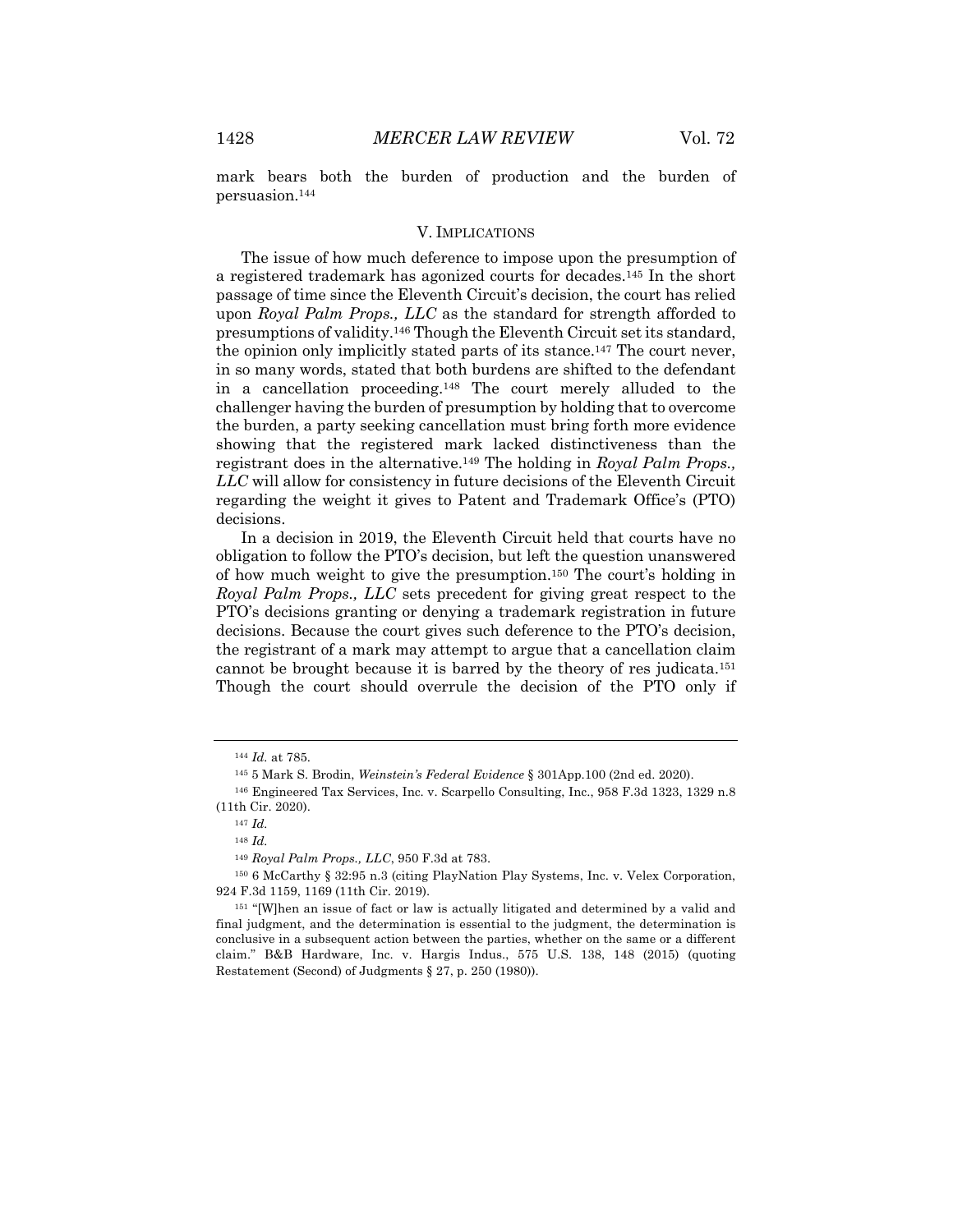mark bears both the burden of production and the burden of persuasion.[144]

## V. IMPLICATIONS

The issue of how much deference to impose upon the presumption of a registered trademark has agonized courts for decades.[145] In the short passage of time since the Eleventh Circuit's decision, the court has relied upon *Royal Palm Props., LLC* as the standard for strength afforded to presumptions of validity.[146] Though the Eleventh Circuit set its standard, the opinion only implicitly stated parts of its stance.[147] The court never, in so many words, stated that both burdens are shifted to the defendant in a cancellation proceeding.[148] The court merely alluded to the challenger having the burden of presumption by holding that to overcome the burden, a party seeking cancellation must bring forth more evidence showing that the registered mark lacked distinctiveness than the registrant does in the alternative.[149] The holding in *Royal Palm Props., LLC* will allow for consistency in future decisions of the Eleventh Circuit regarding the weight it gives to Patent and Trademark Office's (PTO) decisions.

In a decision in 2019, the Eleventh Circuit held that courts have no obligation to follow the PTO's decision, but left the question unanswered of how much weight to give the presumption.[150] The court's holding in *Royal Palm Props., LLC* sets precedent for giving great respect to the PTO's decisions granting or denying a trademark registration in future decisions. Because the court gives such deference to the PTO's decision, the registrant of a mark may attempt to argue that a cancellation claim cannot be brought because it is barred by the theory of res judicata.[151] Though the court should overrule the decision of the PTO only if

---

[144] *Id.* at 785.

[145] 5 Mark S. Brodin, *Weinstein's Federal Evidence* § 301App.100 (2nd ed. 2020).

[146] Engineered Tax Services, Inc. v. Scarpello Consulting, Inc., 958 F.3d 1323, 1329 n.8 (11th Cir. 2020).

[147] *Id.*

[148] *Id.*

[149] *Royal Palm Props., LLC*, 950 F.3d at 783.

[150] 6 McCarthy § 32:95 n.3 (citing PlayNation Play Systems, Inc. v. Velex Corporation, 924 F.3d 1159, 1169 (11th Cir. 2019).

[151] "[W]hen an issue of fact or law is actually litigated and determined by a valid and final judgment, and the determination is essential to the judgment, the determination is conclusive in a subsequent action between the parties, whether on the same or a different claim." B&B Hardware, Inc. v. Hargis Indus., 575 U.S. 138, 148 (2015) (quoting Restatement (Second) of Judgments § 27, p. 250 (1980)).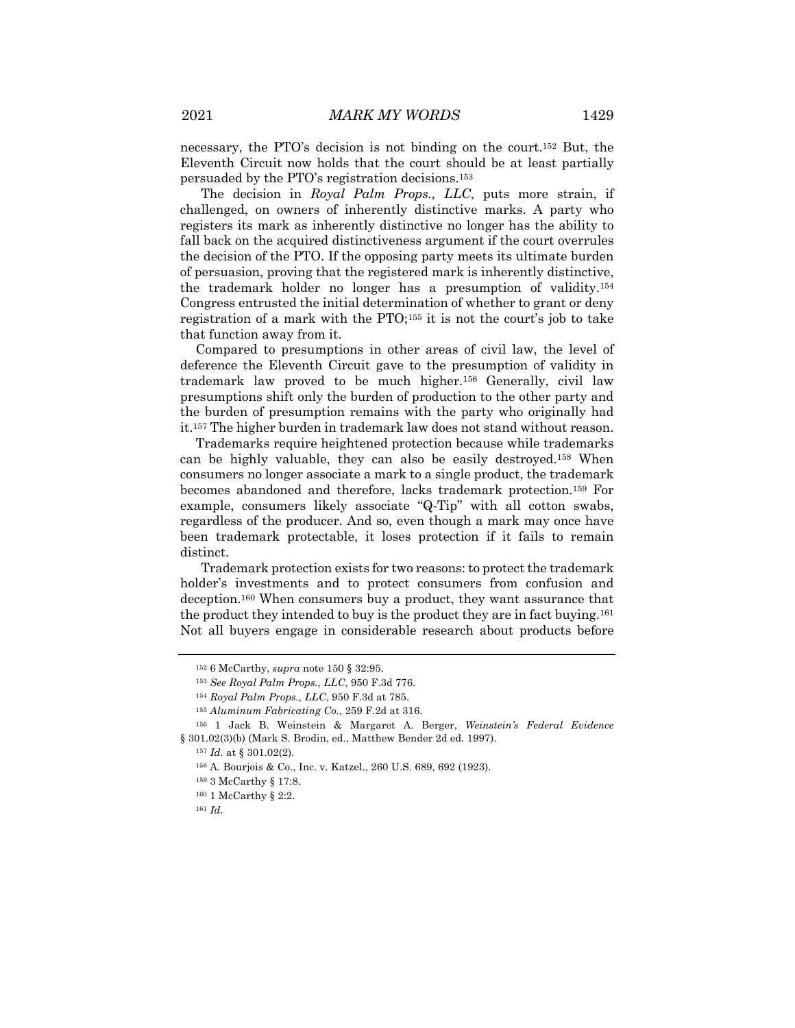necessary, the PTO's decision is not binding on the court.[152] But, the Eleventh Circuit now holds that the court should be at least partially persuaded by the PTO's registration decisions.[153]

The decision in *Royal Palm Props., LLC*, puts more strain, if challenged, on owners of inherently distinctive marks. A party who registers its mark as inherently distinctive no longer has the ability to fall back on the acquired distinctiveness argument if the court overrules the decision of the PTO. If the opposing party meets its ultimate burden of persuasion, proving that the registered mark is inherently distinctive, the trademark holder no longer has a presumption of validity.[154] Congress entrusted the initial determination of whether to grant or deny registration of a mark with the PTO;[155] it is not the court's job to take that function away from it.

Compared to presumptions in other areas of civil law, the level of deference the Eleventh Circuit gave to the presumption of validity in trademark law proved to be much higher.[156] Generally, civil law presumptions shift only the burden of production to the other party and the burden of presumption remains with the party who originally had it.[157] The higher burden in trademark law does not stand without reason.

Trademarks require heightened protection because while trademarks can be highly valuable, they can also be easily destroyed.[158] When consumers no longer associate a mark to a single product, the trademark becomes abandoned and therefore, lacks trademark protection.[159] For example, consumers likely associate "Q-Tip" with all cotton swabs, regardless of the producer. And so, even though a mark may once have been trademark protectable, it loses protection if it fails to remain distinct.

Trademark protection exists for two reasons: to protect the trademark holder's investments and to protect consumers from confusion and deception.[160] When consumers buy a product, they want assurance that the product they intended to buy is the product they are in fact buying.[161] Not all buyers engage in considerable research about products before

---

[152] 6 McCarthy, *supra* note 150 § 32:95.

[153] *See Royal Palm Props., LLC*, 950 F.3d 776.

[154] *Royal Palm Props., LLC*, 950 F.3d at 785.

[155] *Aluminum Fabricating Co.*, 259 F.2d at 316.

[156] 1 Jack B. Weinstein & Margaret A. Berger, *Weinstein's Federal Evidence* § 301.02(3)(b) (Mark S. Brodin, ed., Matthew Bender 2d ed. 1997).

[157] *Id.* at § 301.02(2).

[158] A. Bourjois & Co., Inc. v. Katzel., 260 U.S. 689, 692 (1923).

[159] 3 McCarthy § 17:8.

[160] 1 McCarthy § 2:2.

[161] *Id.*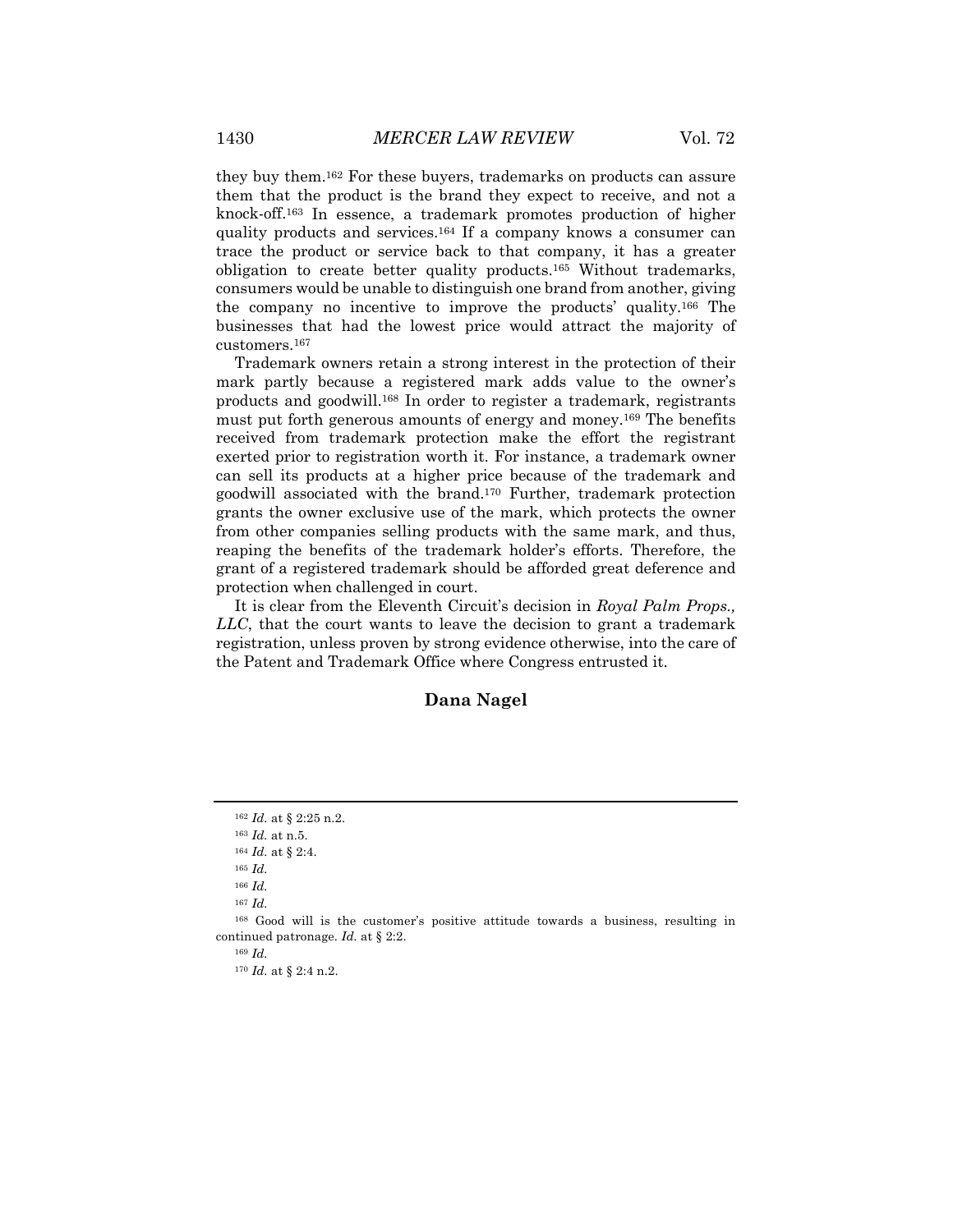they buy them.[162] For these buyers, trademarks on products can assure them that the product is the brand they expect to receive, and not a knock-off.[163] In essence, a trademark promotes production of higher quality products and services.[164] If a company knows a consumer can trace the product or service back to that company, it has a greater obligation to create better quality products.[165] Without trademarks, consumers would be unable to distinguish one brand from another, giving the company no incentive to improve the products' quality.[166] The businesses that had the lowest price would attract the majority of customers.[167]

Trademark owners retain a strong interest in the protection of their mark partly because a registered mark adds value to the owner's products and goodwill.[168] In order to register a trademark, registrants must put forth generous amounts of energy and money.[169] The benefits received from trademark protection make the effort the registrant exerted prior to registration worth it. For instance, a trademark owner can sell its products at a higher price because of the trademark and goodwill associated with the brand.[170] Further, trademark protection grants the owner exclusive use of the mark, which protects the owner from other companies selling products with the same mark, and thus, reaping the benefits of the trademark holder's efforts. Therefore, the grant of a registered trademark should be afforded great deference and protection when challenged in court.

It is clear from the Eleventh Circuit's decision in *Royal Palm Props., LLC*, that the court wants to leave the decision to grant a trademark registration, unless proven by strong evidence otherwise, into the care of the Patent and Trademark Office where Congress entrusted it.

**Dana Nagel**

---

[162] *Id.* at § 2:25 n.2.

[163] *Id.* at n.5.

[164] *Id.* at § 2:4.

[165] *Id.*

[166] *Id.*

[167] *Id.*

[168] Good will is the customer's positive attitude towards a business, resulting in continued patronage. *Id.* at § 2:2.

[169] *Id.*

[170] *Id.* at § 2:4 n.2.